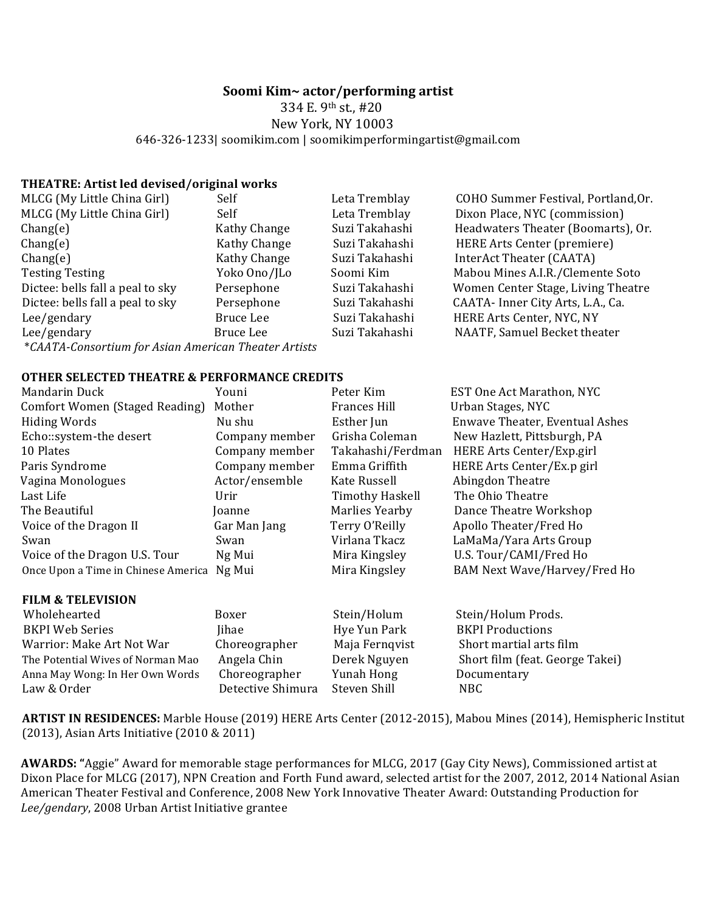**Soomi Kim~ actor/performing artist**

334 E. 9th st., #20

New York, NY 10003

646-326-1233| soomikim.com | soomikimperformingartist@gmail.com

**THEATRE: Artist led devised/original works**

| | | | |
|---|---|---|---|
| MLCG (My Little China Girl) | Self | Leta Tremblay | COHO Summer Festival, Portland,Or. |
| MLCG (My Little China Girl) | Self | Leta Tremblay | Dixon Place, NYC (commission) |
| Chang(e) | Kathy Change | Suzi Takahashi | Headwaters Theater (Boomarts), Or. |
| Chang(e) | Kathy Change | Suzi Takahashi | HERE Arts Center (premiere) |
| Chang(e) | Kathy Change | Suzi Takahashi | InterAct Theater (CAATA) |
| Testing Testing | Yoko Ono/JLo | Soomi Kim | Mabou Mines A.I.R./Clemente Soto |
| Dictee: bells fall a peal to sky | Persephone | Suzi Takahashi | Women Center Stage, Living Theatre |
| Dictee: bells fall a peal to sky | Persephone | Suzi Takahashi | CAATA- Inner City Arts, L.A., Ca. |
| Lee/gendary | Bruce Lee | Suzi Takahashi | HERE Arts Center, NYC, NY |
| Lee/gendary | Bruce Lee | Suzi Takahashi | NAATF, Samuel Becket theater |

*\*CAATA-Consortium for Asian American Theater Artists*

**OTHER SELECTED THEATRE & PERFORMANCE CREDITS**

| | | | |
|---|---|---|---|
| Mandarin Duck | Youni | Peter Kim | EST One Act Marathon, NYC |
| Comfort Women (Staged Reading) | Mother | Frances Hill | Urban Stages, NYC |
| Hiding Words | Nu shu | Esther Jun | Enwave Theater, Eventual Ashes |
| Echo::system-the desert | Company member | Grisha Coleman | New Hazlett, Pittsburgh, PA |
| 10 Plates | Company member | Takahashi/Ferdman | HERE Arts Center/Exp.girl |
| Paris Syndrome | Company member | Emma Griffith | HERE Arts Center/Ex.p girl |
| Vagina Monologues | Actor/ensemble | Kate Russell | Abingdon Theatre |
| Last Life | Urir | Timothy Haskell | The Ohio Theatre |
| The Beautiful | Joanne | Marlies Yearby | Dance Theatre Workshop |
| Voice of the Dragon II | Gar Man Jang | Terry O'Reilly | Apollo Theater/Fred Ho |
| Swan | Swan | Virlana Tkacz | LaMaMa/Yara Arts Group |
| Voice of the Dragon U.S. Tour | Ng Mui | Mira Kingsley | U.S. Tour/CAMI/Fred Ho |
| Once Upon a Time in Chinese America | Ng Mui | Mira Kingsley | BAM Next Wave/Harvey/Fred Ho |

**FILM & TELEVISION**

| | | | |
|---|---|---|---|
| Wholehearted | Boxer | Stein/Holum | Stein/Holum Prods. |
| BKPI Web Series | Jihae | Hye Yun Park | BKPI Productions |
| Warrior: Make Art Not War | Choreographer | Maja Fernqvist | Short martial arts film |
| The Potential Wives of Norman Mao | Angela Chin | Derek Nguyen | Short film (feat. George Takei) |
| Anna May Wong: In Her Own Words | Choreographer | Yunah Hong | Documentary |
| Law & Order | Detective Shimura | Steven Shill | NBC |

**ARTIST IN RESIDENCES:** Marble House (2019) HERE Arts Center (2012-2015), Mabou Mines (2014), Hemispheric Institut (2013), Asian Arts Initiative (2010 & 2011)

**AWARDS: "**Aggie" Award for memorable stage performances for MLCG, 2017 (Gay City News), Commissioned artist at Dixon Place for MLCG (2017), NPN Creation and Forth Fund award, selected artist for the 2007, 2012, 2014 National Asian American Theater Festival and Conference, 2008 New York Innovative Theater Award: Outstanding Production for *Lee/gendary*, 2008 Urban Artist Initiative grantee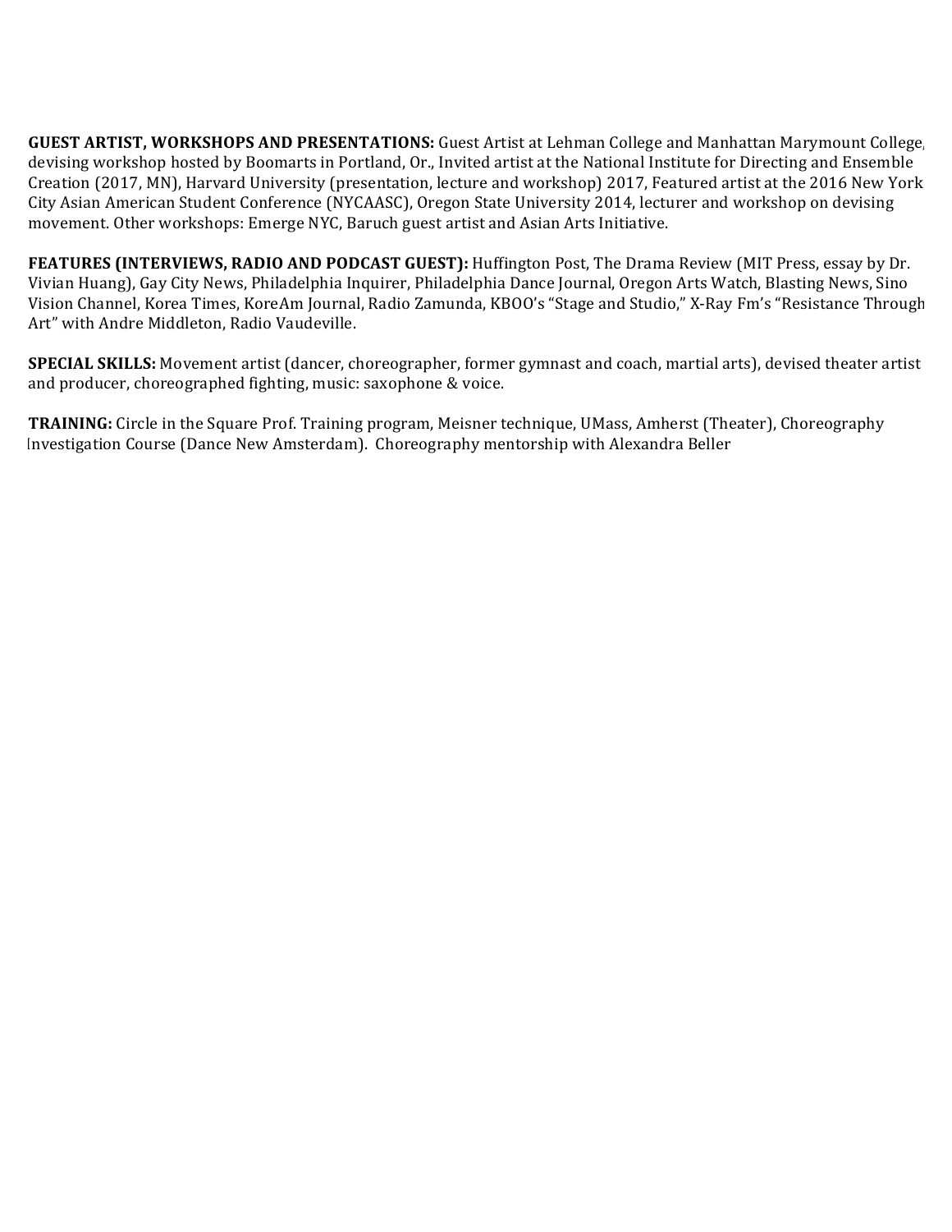**GUEST ARTIST, WORKSHOPS AND PRESENTATIONS:** Guest Artist at Lehman College and Manhattan Marymount College, devising workshop hosted by Boomarts in Portland, Or., Invited artist at the National Institute for Directing and Ensemble Creation (2017, MN), Harvard University (presentation, lecture and workshop) 2017, Featured artist at the 2016 New York City Asian American Student Conference (NYCAASC), Oregon State University 2014, lecturer and workshop on devising movement. Other workshops: Emerge NYC, Baruch guest artist and Asian Arts Initiative.

**FEATURES (INTERVIEWS, RADIO AND PODCAST GUEST):** Huffington Post, The Drama Review (MIT Press, essay by Dr. Vivian Huang), Gay City News, Philadelphia Inquirer, Philadelphia Dance Journal, Oregon Arts Watch, Blasting News, Sino Vision Channel, Korea Times, KoreAm Journal, Radio Zamunda, KBOO's "Stage and Studio," X-Ray Fm's "Resistance Through Art" with Andre Middleton, Radio Vaudeville.

**SPECIAL SKILLS:** Movement artist (dancer, choreographer, former gymnast and coach, martial arts), devised theater artist and producer, choreographed fighting, music: saxophone & voice.

**TRAINING:** Circle in the Square Prof. Training program, Meisner technique, UMass, Amherst (Theater), Choreography Investigation Course (Dance New Amsterdam). Choreography mentorship with Alexandra Beller